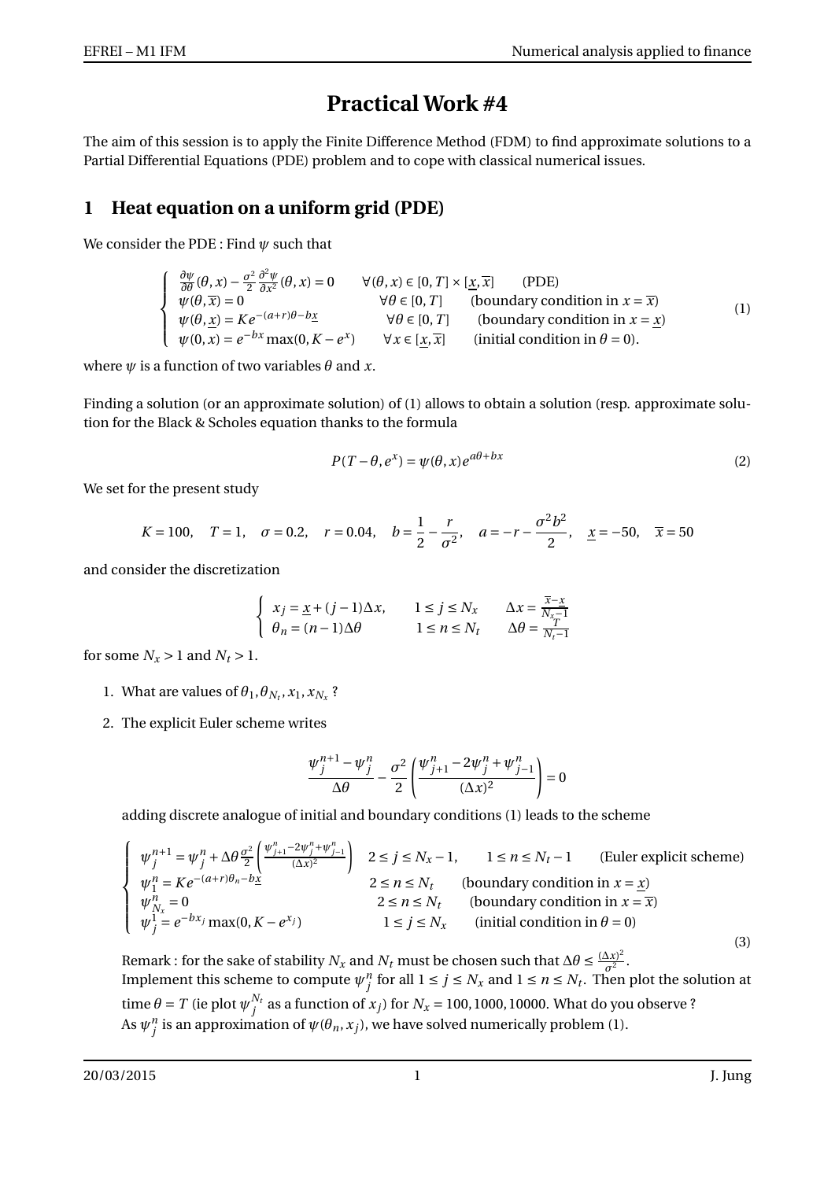# Practical Work #4

The aim of this session is to apply the Finite Difference Method (FDM) to find approximate solutions to a Partial Differential Equations (PDE) problem and to cope with classical numerical issues.

## 1 Heat equation on a uniform grid (PDE)

We consider the PDE : Find $\psi$ such that

$$\begin{cases} \frac{\partial \psi}{\partial \theta}(\theta, x) - \frac{\sigma^2}{2}\frac{\partial^2 \psi}{\partial x^2}(\theta, x) = 0 & \forall (\theta, x) \in [0, T] \times [\underline{x}, \overline{x}] \quad \text{(PDE)} \\ \psi(\theta, \overline{x}) = 0 & \forall \theta \in [0, T] \quad \text{(boundary condition in } x = \overline{x}) \\ \psi(\theta, \underline{x}) = Ke^{-(a+r)\theta - b\underline{x}} & \forall \theta \in [0, T] \quad \text{(boundary condition in } x = \underline{x}) \\ \psi(0, x) = e^{-bx}\max(0, K - e^{x}) & \forall x \in [\underline{x}, \overline{x}] \quad \text{(initial condition in } \theta = 0). \end{cases} \tag{1}$$

where $\psi$ is a function of two variables $\theta$ and $x$.

Finding a solution (or an approximate solution) of (1) allows to obtain a solution (resp. approximate solution for the Black & Scholes equation thanks to the formula

$$P(T - \theta, e^{x}) = \psi(\theta, x)e^{a\theta + bx} \tag{2}$$

We set for the present study

$$K = 100, \quad T = 1, \quad \sigma = 0.2, \quad r = 0.04, \quad b = \frac{1}{2} - \frac{r}{\sigma^2}, \quad a = -r - \frac{\sigma^2 b^2}{2}, \quad \underline{x} = -50, \quad \overline{x} = 50$$

and consider the discretization

$$\begin{cases} x_j = \underline{x} + (j-1)\Delta x, & 1 \leq j \leq N_x \qquad \Delta x = \frac{\overline{x} - \underline{x}}{N_x - 1} \\ \theta_n = (n-1)\Delta\theta & 1 \leq n \leq N_t \qquad \Delta\theta = \frac{T}{N_t - 1} \end{cases}$$

for some $N_x > 1$ and $N_t > 1$.

1. What are values of $\theta_1, \theta_{N_t}, x_1, x_{N_x}$ ?

2. The explicit Euler scheme writes

$$\frac{\psi_j^{n+1} - \psi_j^n}{\Delta\theta} - \frac{\sigma^2}{2}\left(\frac{\psi_{j+1}^n - 2\psi_j^n + \psi_{j-1}^n}{(\Delta x)^2}\right) = 0$$

   adding discrete analogue of initial and boundary conditions (1) leads to the scheme

$$\begin{cases} \psi_j^{n+1} = \psi_j^n + \Delta\theta\frac{\sigma^2}{2}\left(\frac{\psi_{j+1}^n - 2\psi_j^n + \psi_{j-1}^n}{(\Delta x)^2}\right) & 2 \leq j \leq N_x - 1, \quad 1 \leq n \leq N_t - 1 \quad \text{(Euler explicit scheme)} \\ \psi_1^n = Ke^{-(a+r)\theta_n - b\underline{x}} & 2 \leq n \leq N_t \quad \text{(boundary condition in } x = \underline{x}) \\ \psi_{N_x}^n = 0 & 2 \leq n \leq N_t \quad \text{(boundary condition in } x = \overline{x}) \\ \psi_j^1 = e^{-bx_j}\max(0, K - e^{x_j}) & 1 \leq j \leq N_x \quad \text{(initial condition in } \theta = 0) \end{cases} \tag{3}$$

   Remark : for the sake of stability $N_x$ and $N_t$ must be chosen such that $\Delta\theta \leq \frac{(\Delta x)^2}{\sigma^2}$.
   Implement this scheme to compute $\psi_j^n$ for all $1 \leq j \leq N_x$ and $1 \leq n \leq N_t$. Then plot the solution at time $\theta = T$ (ie plot $\psi_j^{N_t}$ as a function of $x_j$) for $N_x = 100, 1000, 10000$. What do you observe ?
   As $\psi_j^n$ is an approximation of $\psi(\theta_n, x_j)$, we have solved numerically problem (1).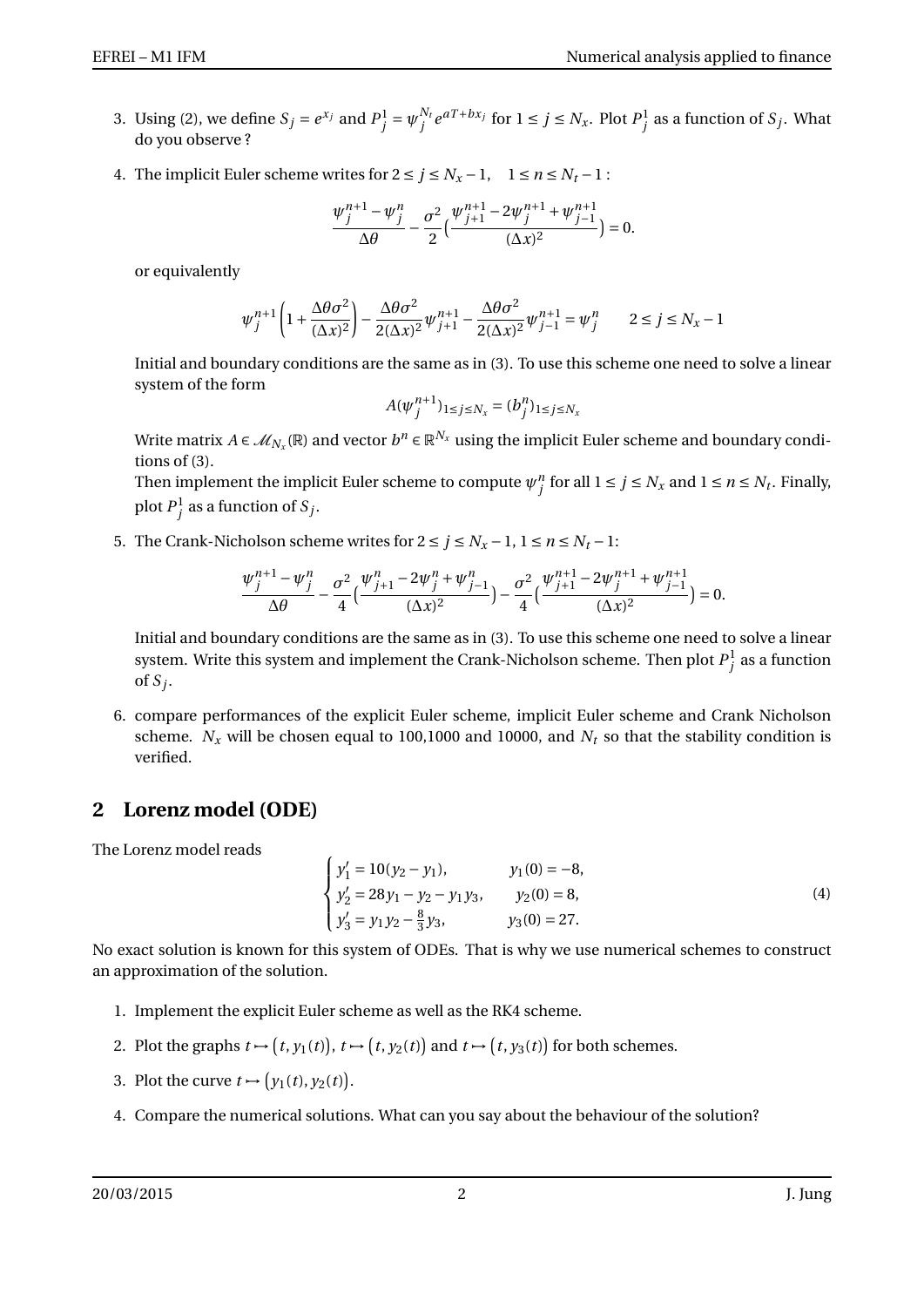3. Using (2), we define $S_j = e^{x_j}$ and $P_j^1 = \psi_j^{N_t} e^{aT+bx_j}$ for $1 \le j \le N_x$. Plot $P_j^1$ as a function of $S_j$. What do you observe ?

4. The implicit Euler scheme writes for $2 \le j \le N_x - 1, \quad 1 \le n \le N_t - 1$ :

$$\frac{\psi_j^{n+1} - \psi_j^n}{\Delta\theta} - \frac{\sigma^2}{2}\Big(\frac{\psi_{j+1}^{n+1} - 2\psi_j^{n+1} + \psi_{j-1}^{n+1}}{(\Delta x)^2}\Big) = 0.$$

or equivalently

$$\psi_j^{n+1}\left(1 + \frac{\Delta\theta\sigma^2}{(\Delta x)^2}\right) - \frac{\Delta\theta\sigma^2}{2(\Delta x)^2}\psi_{j+1}^{n+1} - \frac{\Delta\theta\sigma^2}{2(\Delta x)^2}\psi_{j-1}^{n+1} = \psi_j^n \qquad 2 \le j \le N_x - 1$$

Initial and boundary conditions are the same as in (3). To use this scheme one need to solve a linear system of the form

$$A(\psi_j^{n+1})_{1 \le j \le N_x} = (b_j^n)_{1 \le j \le N_x}$$

Write matrix $A \in \mathcal{M}_{N_x}(\mathbb{R})$ and vector $b^n \in \mathbb{R}^{N_x}$ using the implicit Euler scheme and boundary conditions of (3).
Then implement the implicit Euler scheme to compute $\psi_j^n$ for all $1 \le j \le N_x$ and $1 \le n \le N_t$. Finally, plot $P_j^1$ as a function of $S_j$.

5. The Crank-Nicholson scheme writes for $2 \le j \le N_x - 1$, $1 \le n \le N_t - 1$:

$$\frac{\psi_j^{n+1} - \psi_j^n}{\Delta\theta} - \frac{\sigma^2}{4}\Big(\frac{\psi_{j+1}^{n} - 2\psi_j^{n} + \psi_{j-1}^{n}}{(\Delta x)^2}\Big) - \frac{\sigma^2}{4}\Big(\frac{\psi_{j+1}^{n+1} - 2\psi_j^{n+1} + \psi_{j-1}^{n+1}}{(\Delta x)^2}\Big) = 0.$$

Initial and boundary conditions are the same as in (3). To use this scheme one need to solve a linear system. Write this system and implement the Crank-Nicholson scheme. Then plot $P_j^1$ as a function of $S_j$.

6. compare performances of the explicit Euler scheme, implicit Euler scheme and Crank Nicholson scheme. $N_x$ will be chosen equal to 100,1000 and 10000, and $N_t$ so that the stability condition is verified.

## 2 Lorenz model (ODE)

The Lorenz model reads

$$\begin{cases} y_1' = 10(y_2 - y_1), & y_1(0) = -8, \\ y_2' = 28y_1 - y_2 - y_1 y_3, & y_2(0) = 8, \\ y_3' = y_1 y_2 - \frac{8}{3} y_3, & y_3(0) = 27. \end{cases} \tag{4}$$

No exact solution is known for this system of ODEs. That is why we use numerical schemes to construct an approximation of the solution.

1. Implement the explicit Euler scheme as well as the RK4 scheme.
2. Plot the graphs $t \mapsto \big(t, y_1(t)\big)$, $t \mapsto \big(t, y_2(t)\big)$ and $t \mapsto \big(t, y_3(t)\big)$ for both schemes.
3. Plot the curve $t \mapsto \big(y_1(t), y_2(t)\big)$.
4. Compare the numerical solutions. What can you say about the behaviour of the solution?